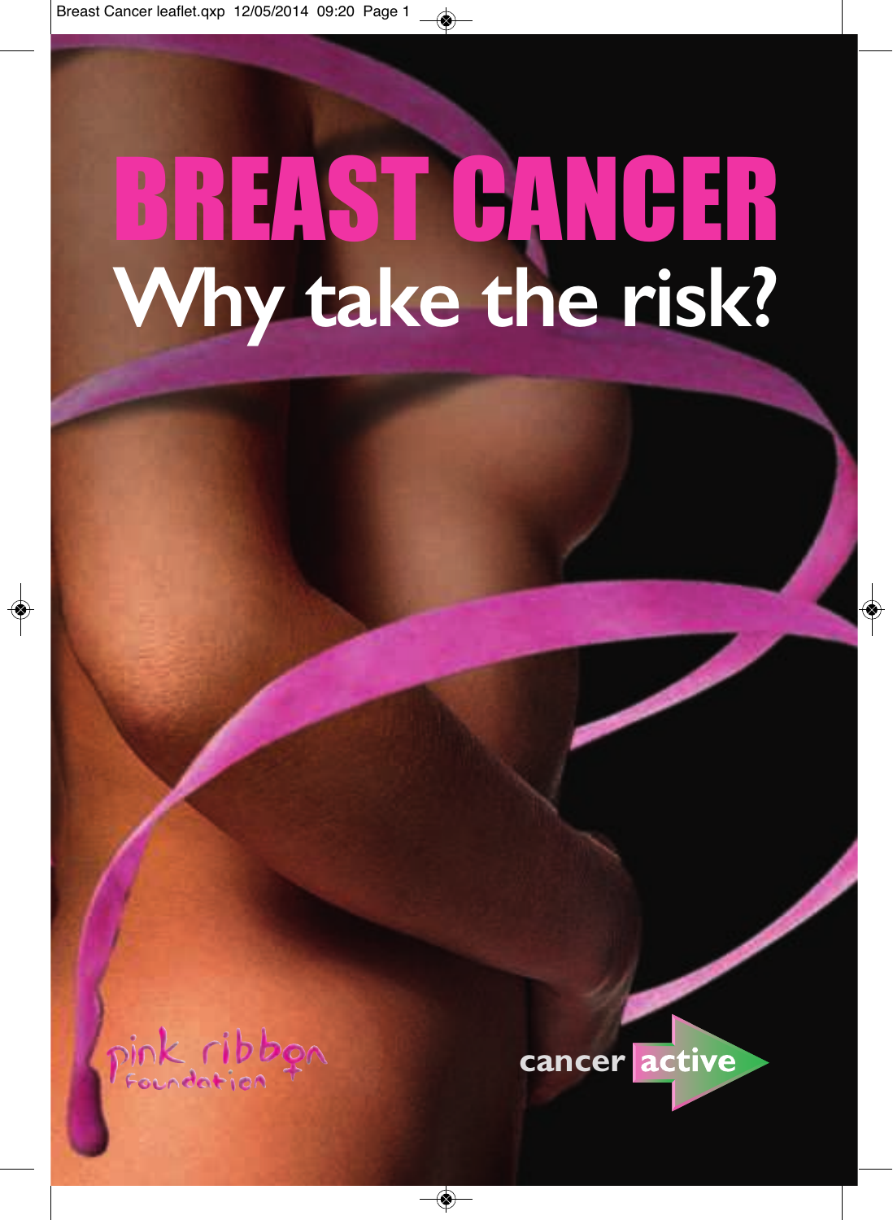# BREAST CANCER

## Why take the risk?

pink ribbon Foundation

cancer active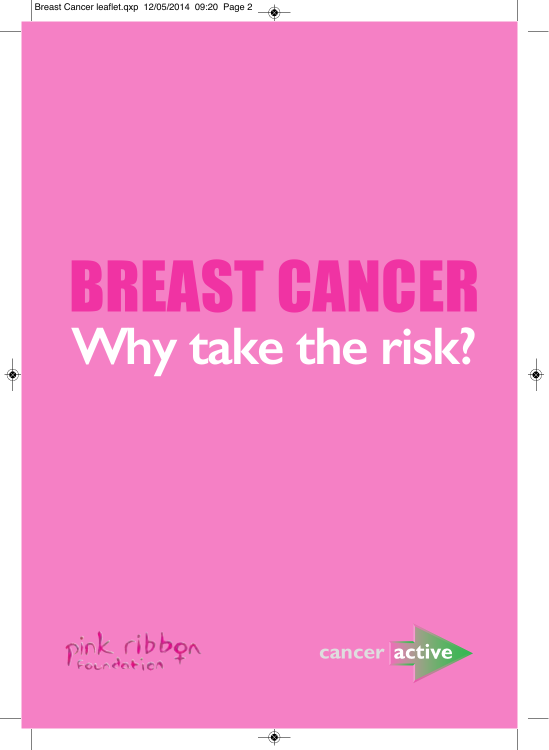# BREAST CANCER

## Why take the risk?

pink ribbon Foundation

cancer active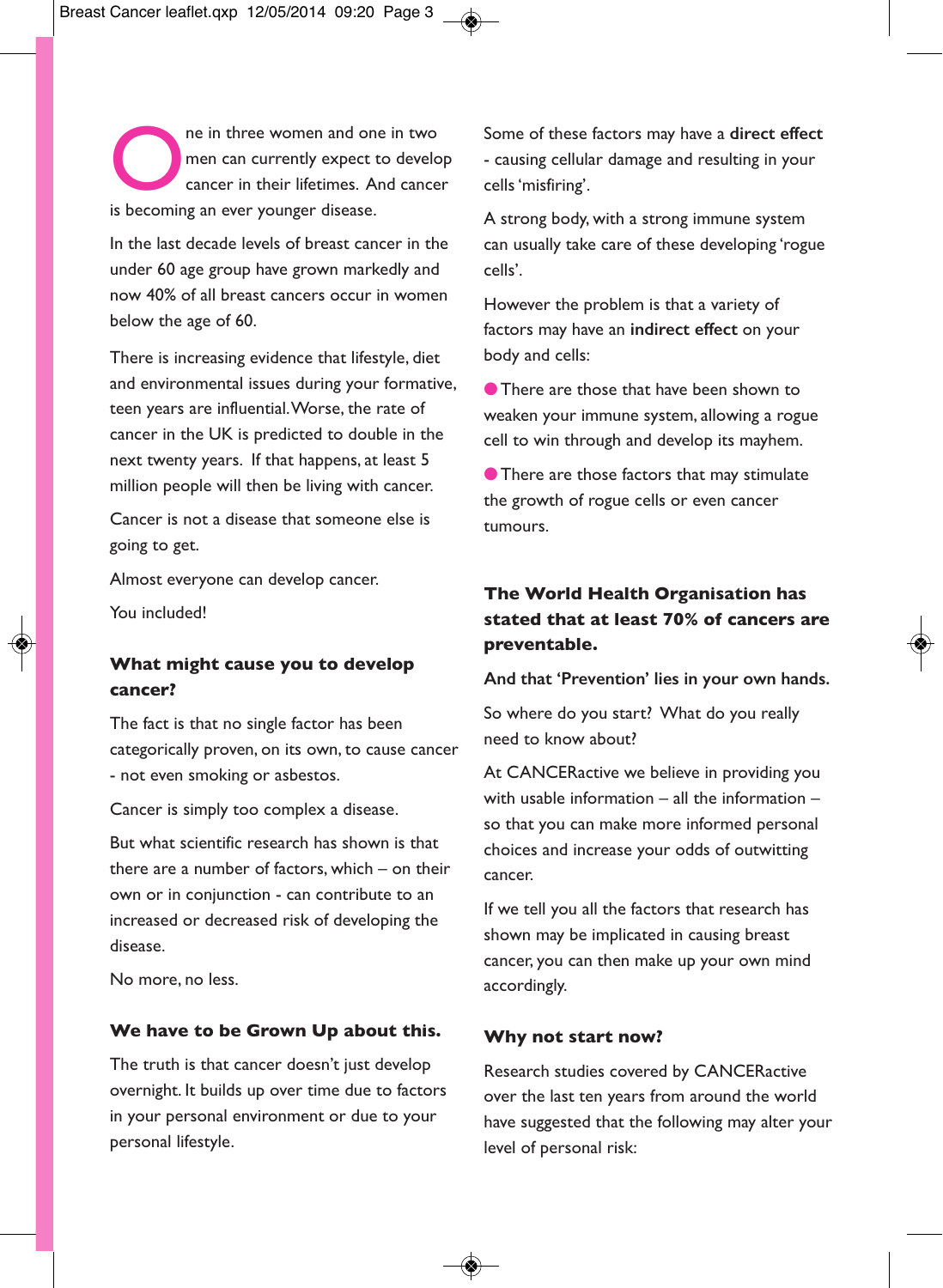One in three women and one in two men can currently expect to develop cancer in their lifetimes. And cancer is becoming an ever younger disease.

In the last decade levels of breast cancer in the under 60 age group have grown markedly and now 40% of all breast cancers occur in women below the age of 60.

There is increasing evidence that lifestyle, diet and environmental issues during your formative, teen years are influential. Worse, the rate of cancer in the UK is predicted to double in the next twenty years. If that happens, at least 5 million people will then be living with cancer.

Cancer is not a disease that someone else is going to get.

Almost everyone can develop cancer.

You included!

## What might cause you to develop cancer?

The fact is that no single factor has been categorically proven, on its own, to cause cancer - not even smoking or asbestos.

Cancer is simply too complex a disease.

But what scientific research has shown is that there are a number of factors, which – on their own or in conjunction - can contribute to an increased or decreased risk of developing the disease.

No more, no less.

## We have to be Grown Up about this.

The truth is that cancer doesn't just develop overnight. It builds up over time due to factors in your personal environment or due to your personal lifestyle.

Some of these factors may have a **direct effect** - causing cellular damage and resulting in your cells 'misfiring'.

A strong body, with a strong immune system can usually take care of these developing 'rogue cells'.

However the problem is that a variety of factors may have an **indirect effect** on your body and cells:

- There are those that have been shown to weaken your immune system, allowing a rogue cell to win through and develop its mayhem.
- There are those factors that may stimulate the growth of rogue cells or even cancer tumours.

## The World Health Organisation has stated that at least 70% of cancers are preventable.

**And that 'Prevention' lies in your own hands.**

So where do you start? What do you really need to know about?

At CANCERactive we believe in providing you with usable information – all the information – so that you can make more informed personal choices and increase your odds of outwitting cancer.

If we tell you all the factors that research has shown may be implicated in causing breast cancer, you can then make up your own mind accordingly.

## Why not start now?

Research studies covered by CANCERactive over the last ten years from around the world have suggested that the following may alter your level of personal risk: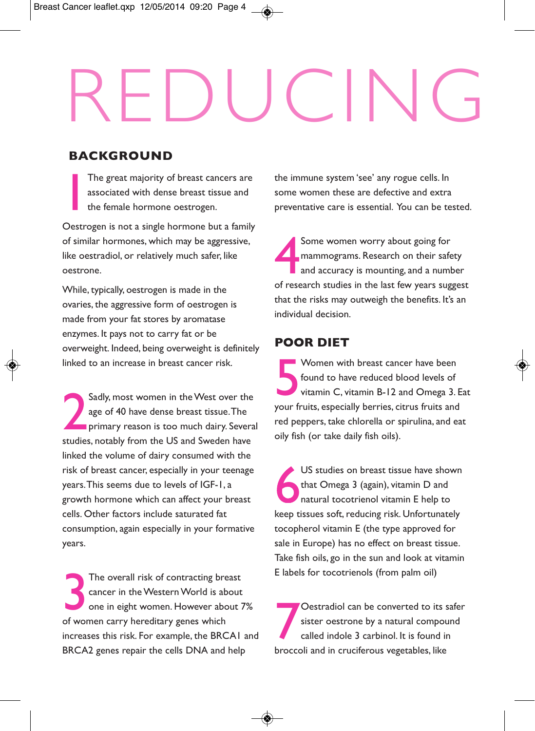# REDUCING

## BACKGROUND

1 The great majority of breast cancers are associated with dense breast tissue and the female hormone oestrogen.

Oestrogen is not a single hormone but a family of similar hormones, which may be aggressive, like oestradiol, or relatively much safer, like oestrone.

While, typically, oestrogen is made in the ovaries, the aggressive form of oestrogen is made from your fat stores by aromatase enzymes. It pays not to carry fat or be overweight. Indeed, being overweight is definitely linked to an increase in breast cancer risk.

2 Sadly, most women in the West over the age of 40 have dense breast tissue. The primary reason is too much dairy. Several studies, notably from the US and Sweden have linked the volume of dairy consumed with the risk of breast cancer, especially in your teenage years. This seems due to levels of IGF-1, a growth hormone which can affect your breast cells. Other factors include saturated fat consumption, again especially in your formative years.

3 The overall risk of contracting breast cancer in the Western World is about one in eight women. However about 7% of women carry hereditary genes which increases this risk. For example, the BRCA1 and BRCA2 genes repair the cells DNA and help the immune system 'see' any rogue cells. In some women these are defective and extra preventative care is essential. You can be tested.

4 Some women worry about going for mammograms. Research on their safety and accuracy is mounting, and a number of research studies in the last few years suggest that the risks may outweigh the benefits. It's an individual decision.

## POOR DIET

5 Women with breast cancer have been found to have reduced blood levels of vitamin C, vitamin B-12 and Omega 3. Eat your fruits, especially berries, citrus fruits and red peppers, take chlorella or spirulina, and eat oily fish (or take daily fish oils).

6 US studies on breast tissue have shown that Omega 3 (again), vitamin D and natural tocotrienol vitamin E help to keep tissues soft, reducing risk. Unfortunately tocopherol vitamin E (the type approved for sale in Europe) has no effect on breast tissue. Take fish oils, go in the sun and look at vitamin E labels for tocotrienols (from palm oil)

7 Oestradiol can be converted to its safer sister oestrone by a natural compound called indole 3 carbinol. It is found in broccoli and in cruciferous vegetables, like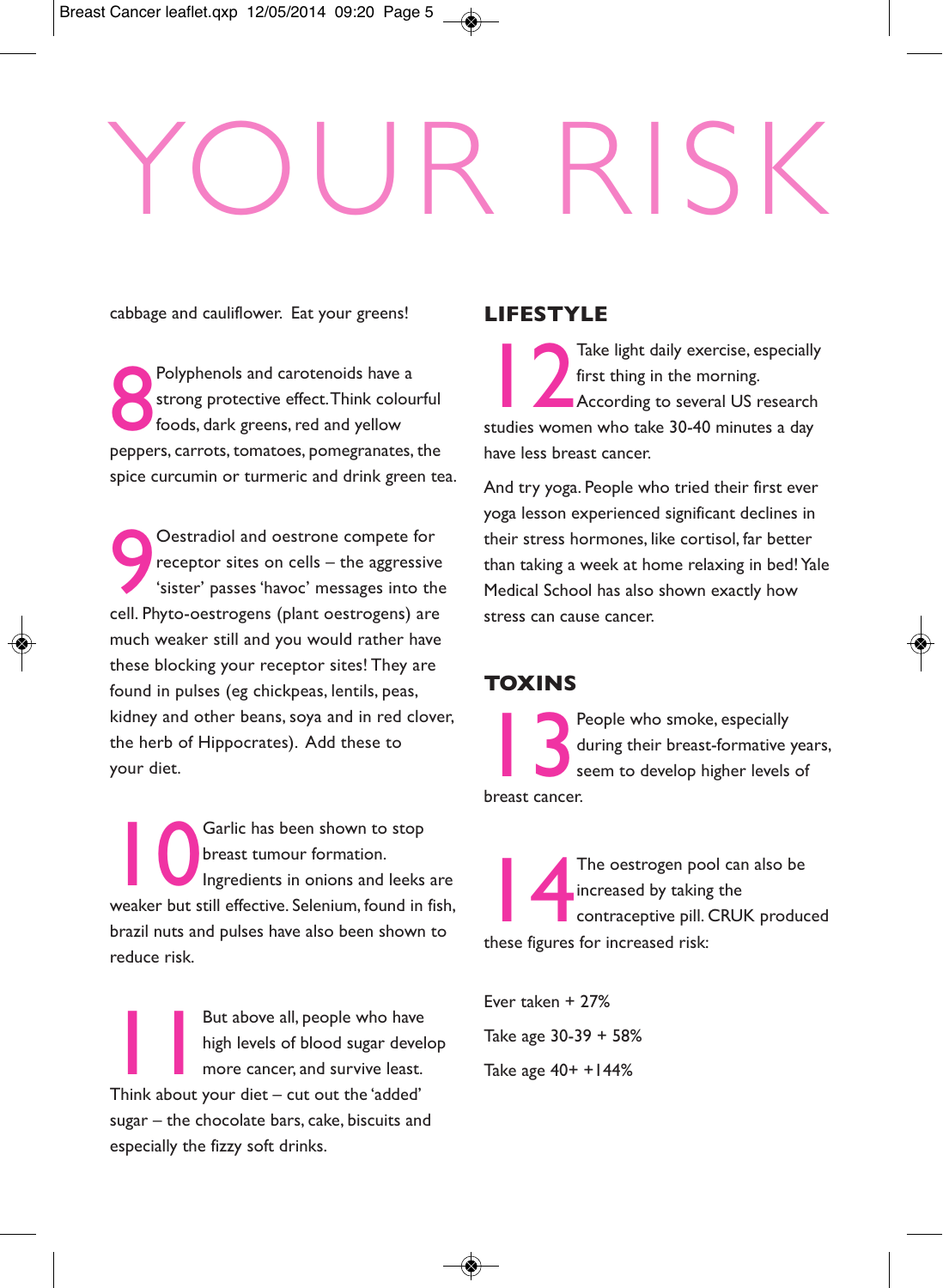# YOUR RISK

cabbage and cauliflower. Eat your greens!

**8** Polyphenols and carotenoids have a strong protective effect. Think colourful foods, dark greens, red and yellow peppers, carrots, tomatoes, pomegranates, the spice curcumin or turmeric and drink green tea.

**9** Oestradiol and oestrone compete for receptor sites on cells – the aggressive 'sister' passes 'havoc' messages into the cell. Phyto-oestrogens (plant oestrogens) are much weaker still and you would rather have these blocking your receptor sites! They are found in pulses (eg chickpeas, lentils, peas, kidney and other beans, soya and in red clover, the herb of Hippocrates). Add these to your diet.

**10** Garlic has been shown to stop breast tumour formation. Ingredients in onions and leeks are weaker but still effective. Selenium, found in fish, brazil nuts and pulses have also been shown to reduce risk.

**11** But above all, people who have high levels of blood sugar develop more cancer, and survive least. Think about your diet – cut out the 'added' sugar – the chocolate bars, cake, biscuits and especially the fizzy soft drinks.

## LIFESTYLE

**12** Take light daily exercise, especially first thing in the morning. According to several US research studies women who take 30-40 minutes a day have less breast cancer.

And try yoga. People who tried their first ever yoga lesson experienced significant declines in their stress hormones, like cortisol, far better than taking a week at home relaxing in bed! Yale Medical School has also shown exactly how stress can cause cancer.

## TOXINS

**13** People who smoke, especially during their breast-formative years, seem to develop higher levels of breast cancer.

**14** The oestrogen pool can also be increased by taking the contraceptive pill. CRUK produced these figures for increased risk:

Ever taken + 27%

Take age 30-39 + 58%

Take age 40+ +144%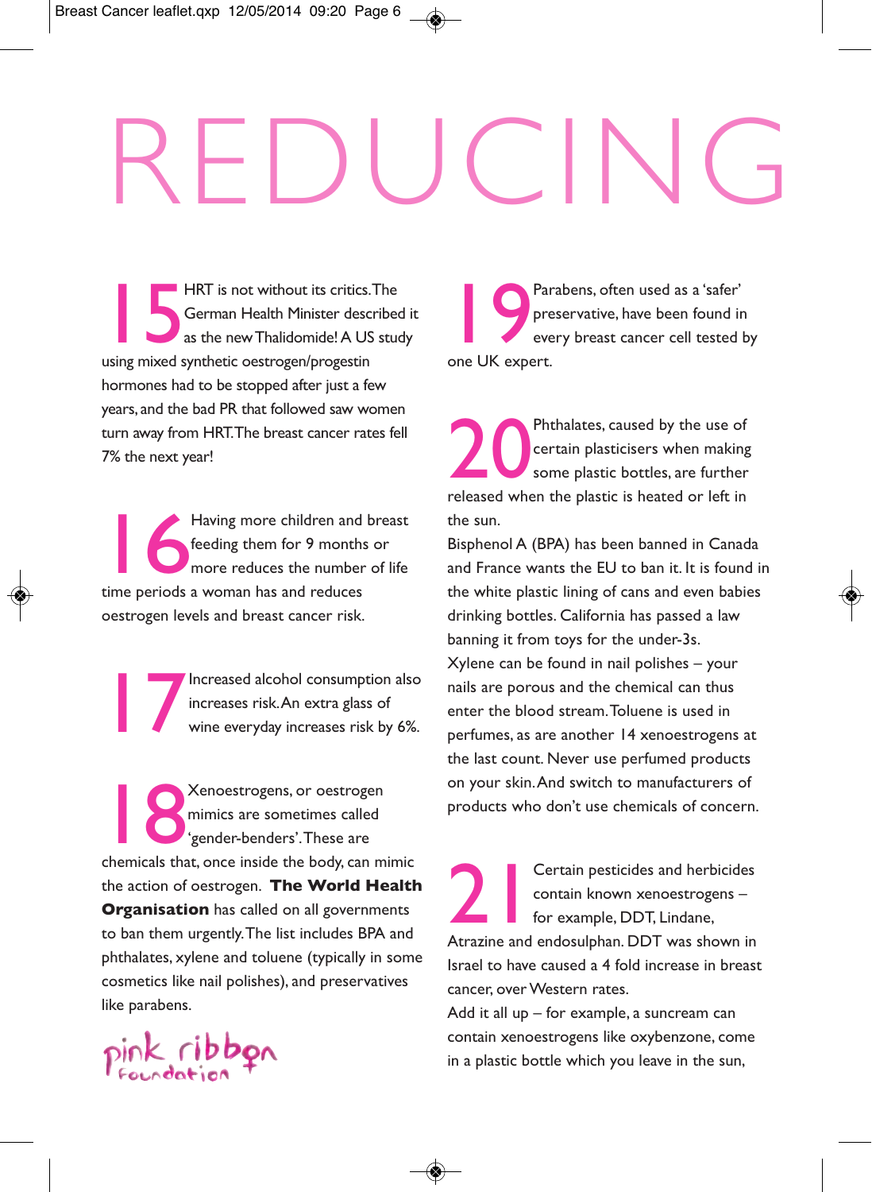# REDUCING

**15** HRT is not without its critics. The German Health Minister described it as the new Thalidomide! A US study using mixed synthetic oestrogen/progestin hormones had to be stopped after just a few years, and the bad PR that followed saw women turn away from HRT. The breast cancer rates fell 7% the next year!

**16** Having more children and breast feeding them for 9 months or more reduces the number of life time periods a woman has and reduces oestrogen levels and breast cancer risk.

**17** Increased alcohol consumption also increases risk. An extra glass of wine everyday increases risk by 6%.

**18** Xenoestrogens, or oestrogen mimics are sometimes called 'gender-benders'. These are chemicals that, once inside the body, can mimic the action of oestrogen. **The World Health Organisation** has called on all governments to ban them urgently. The list includes BPA and phthalates, xylene and toluene (typically in some cosmetics like nail polishes), and preservatives like parabens.

pink ribbon foundation

**19** Parabens, often used as a 'safer' preservative, have been found in every breast cancer cell tested by one UK expert.

**20** Phthalates, caused by the use of certain plasticisers when making some plastic bottles, are further released when the plastic is heated or left in the sun.

Bisphenol A (BPA) has been banned in Canada and France wants the EU to ban it. It is found in the white plastic lining of cans and even babies drinking bottles. California has passed a law banning it from toys for the under-3s.

Xylene can be found in nail polishes – your nails are porous and the chemical can thus enter the blood stream. Toluene is used in perfumes, as are another 14 xenoestrogens at the last count. Never use perfumed products on your skin. And switch to manufacturers of products who don't use chemicals of concern.

**21** Certain pesticides and herbicides contain known xenoestrogens – for example, DDT, Lindane, Atrazine and endosulphan. DDT was shown in Israel to have caused a 4 fold increase in breast cancer, over Western rates.

Add it all up – for example, a suncream can contain xenoestrogens like oxybenzone, come in a plastic bottle which you leave in the sun,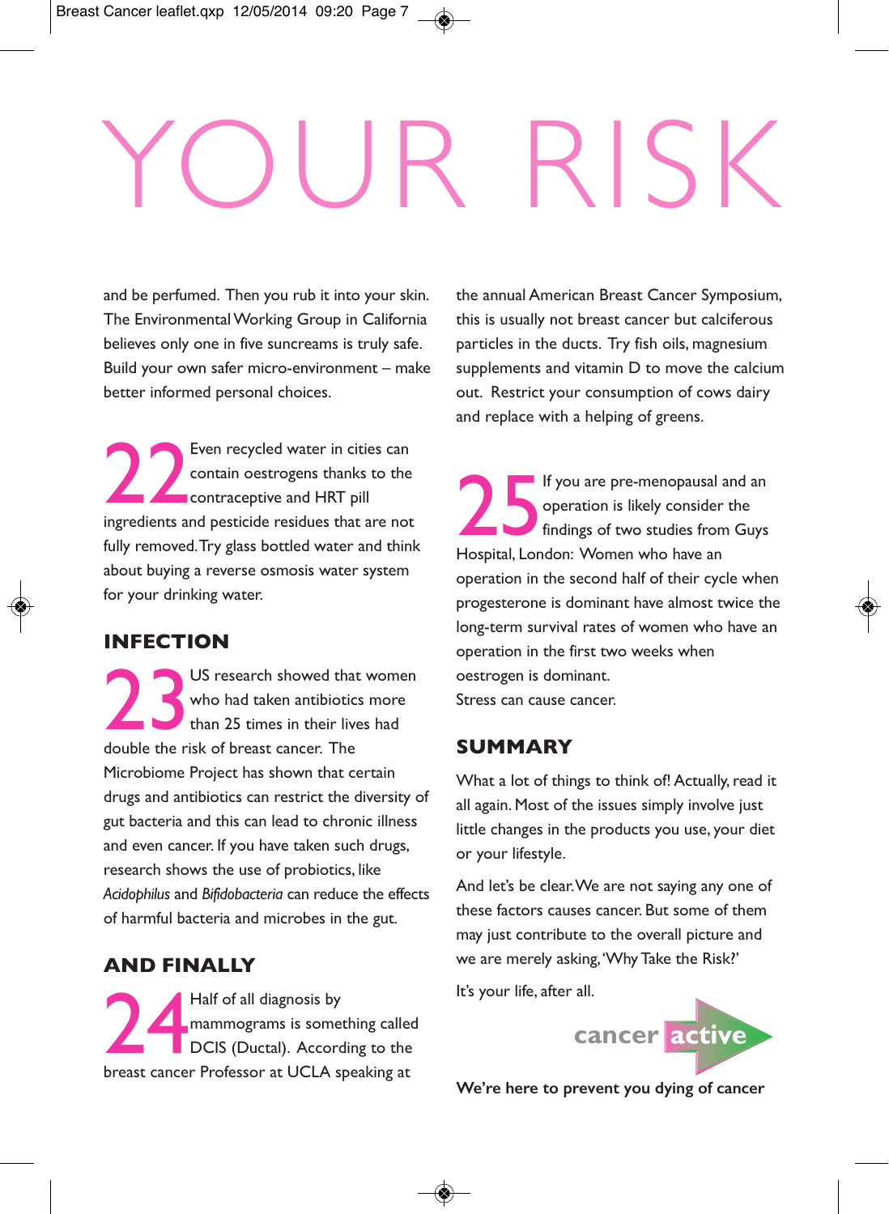# YOUR RISK

and be perfumed. Then you rub it into your skin. The Environmental Working Group in California believes only one in five suncreams is truly safe. Build your own safer micro-environment – make better informed personal choices.

**22** Even recycled water in cities can contain oestrogens thanks to the contraceptive and HRT pill ingredients and pesticide residues that are not fully removed. Try glass bottled water and think about buying a reverse osmosis water system for your drinking water.

## INFECTION

**23** US research showed that women who had taken antibiotics more than 25 times in their lives had double the risk of breast cancer. The Microbiome Project has shown that certain drugs and antibiotics can restrict the diversity of gut bacteria and this can lead to chronic illness and even cancer. If you have taken such drugs, research shows the use of probiotics, like *Acidophilus* and *Bifidobacteria* can reduce the effects of harmful bacteria and microbes in the gut.

## AND FINALLY

**24** Half of all diagnosis by mammograms is something called DCIS (Ductal). According to the breast cancer Professor at UCLA speaking at the annual American Breast Cancer Symposium, this is usually not breast cancer but calciferous particles in the ducts. Try fish oils, magnesium supplements and vitamin D to move the calcium out. Restrict your consumption of cows dairy and replace with a helping of greens.

**25** If you are pre-menopausal and an operation is likely consider the findings of two studies from Guys Hospital, London: Women who have an operation in the second half of their cycle when progesterone is dominant have almost twice the long-term survival rates of women who have an operation in the first two weeks when oestrogen is dominant.
Stress can cause cancer.

## SUMMARY

What a lot of things to think of! Actually, read it all again. Most of the issues simply involve just little changes in the products you use, your diet or your lifestyle.

And let's be clear. We are not saying any one of these factors causes cancer. But some of them may just contribute to the overall picture and we are merely asking, 'Why Take the Risk?'

It's your life, after all.

cancer active

**We're here to prevent you dying of cancer**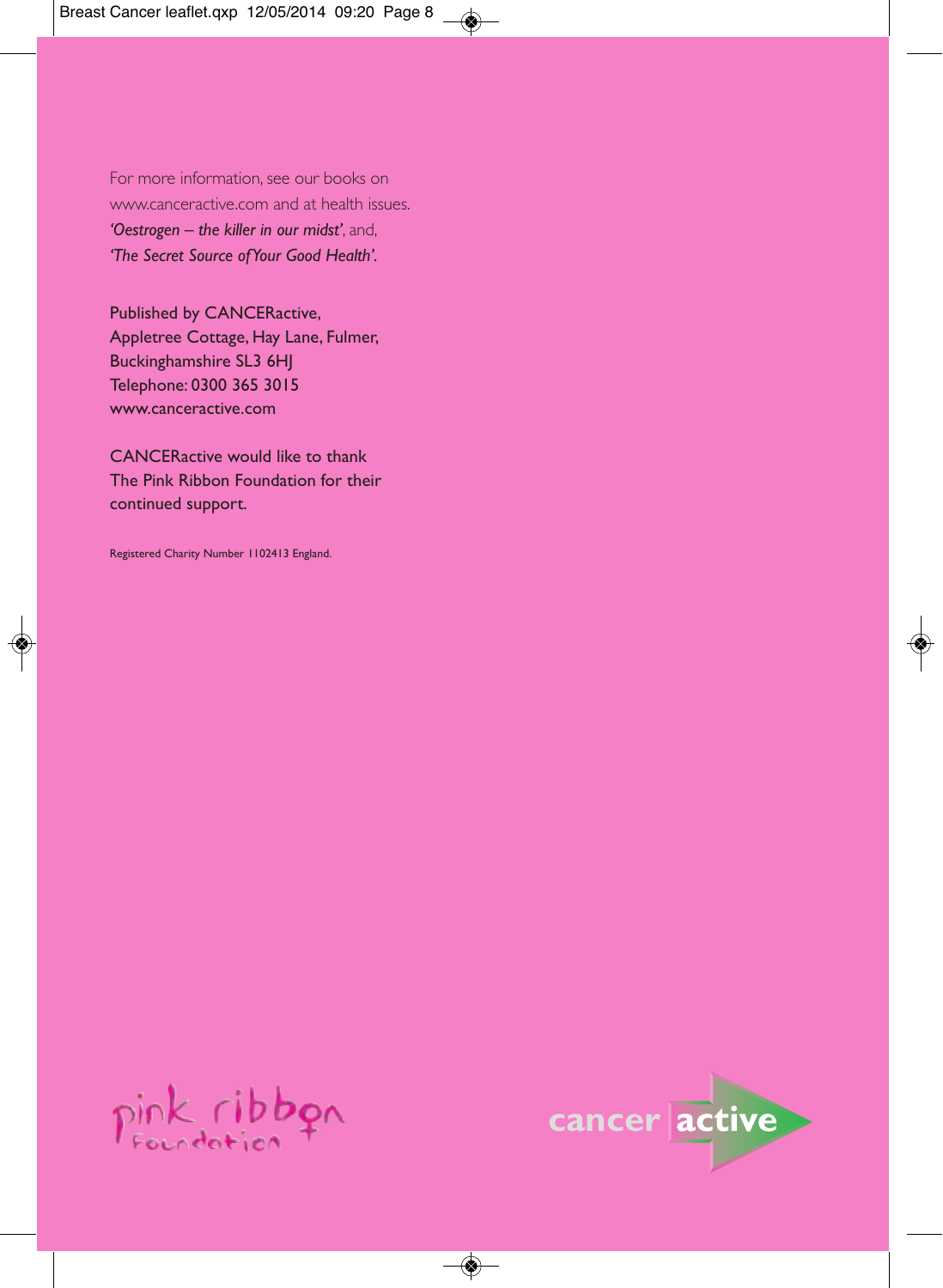For more information, see our books on www.canceractive.com and at health issues. *'Oestrogen – the killer in our midst'*, and, *'The Secret Source of Your Good Health'*.

Published by CANCERactive,
Appletree Cottage, Hay Lane, Fulmer,
Buckinghamshire SL3 6HJ
Telephone: 0300 365 3015
www.canceractive.com

CANCERactive would like to thank The Pink Ribbon Foundation for their continued support.

Registered Charity Number 1102413 England.

pink ribbon Foundation

cancer active